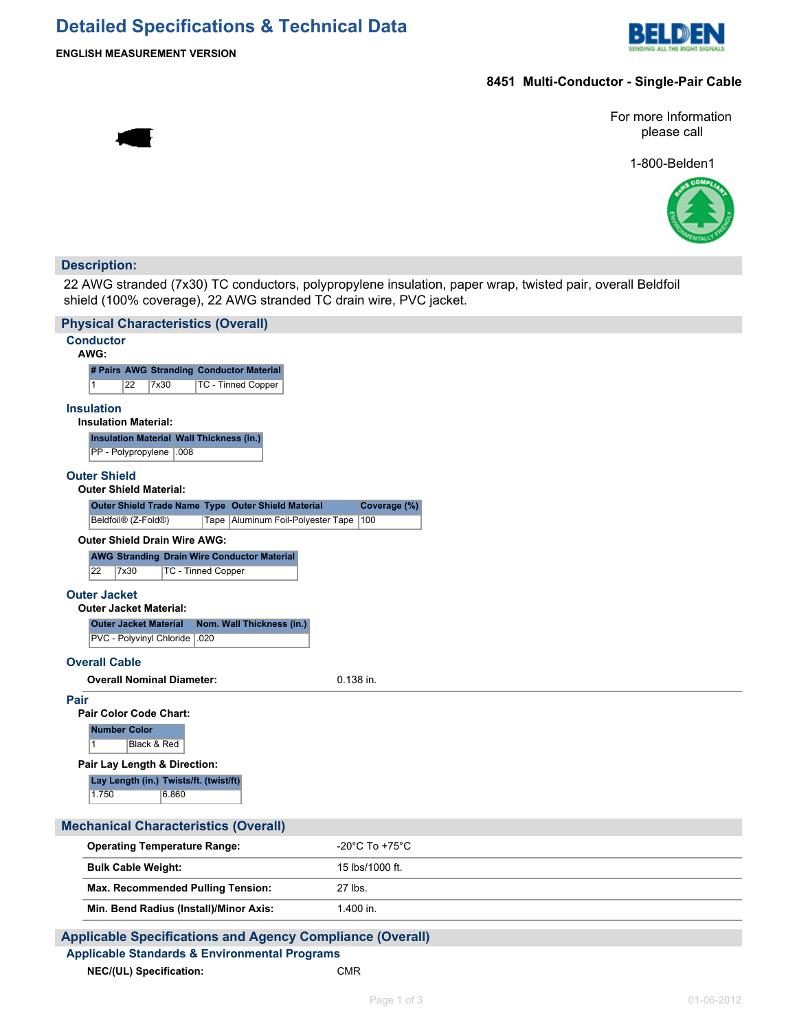# Detailed Specifications & Technical Data

**ENGLISH MEASUREMENT VERSION**

**8451 Multi-Conductor - Single-Pair Cable**

For more Information please call

1-800-Belden1

## Description:

22 AWG stranded (7x30) TC conductors, polypropylene insulation, paper wrap, twisted pair, overall Beldfoil shield (100% coverage), 22 AWG stranded TC drain wire, PVC jacket.

## Physical Characteristics (Overall)

### Conductor

**AWG:**

| # Pairs | AWG | Stranding | Conductor Material |
|---|---|---|---|
| 1 | 22 | 7x30 | TC - Tinned Copper |

### Insulation

**Insulation Material:**

| Insulation Material | Wall Thickness (in.) |
|---|---|
| PP - Polypropylene | .008 |

### Outer Shield

**Outer Shield Material:**

| Outer Shield Trade Name | Type | Outer Shield Material | Coverage (%) |
|---|---|---|---|
| Beldfoil® (Z-Fold®) | Tape | Aluminum Foil-Polyester Tape | 100 |

**Outer Shield Drain Wire AWG:**

| AWG | Stranding | Drain Wire Conductor Material |
|---|---|---|
| 22 | 7x30 | TC - Tinned Copper |

### Outer Jacket

**Outer Jacket Material:**

| Outer Jacket Material | Nom. Wall Thickness (in.) |
|---|---|
| PVC - Polyvinyl Chloride | .020 |

### Overall Cable

| | |
|---|---|
| **Overall Nominal Diameter:** | 0.138 in. |

### Pair

**Pair Color Code Chart:**

| Number | Color |
|---|---|
| 1 | Black & Red |

**Pair Lay Length & Direction:**

| Lay Length (in.) | Twists/ft. (twist/ft) |
|---|---|
| 1.750 | 6.860 |

## Mechanical Characteristics (Overall)

| | |
|---|---|
| **Operating Temperature Range:** | -20°C To +75°C |
| **Bulk Cable Weight:** | 15 lbs/1000 ft. |
| **Max. Recommended Pulling Tension:** | 27 lbs. |
| **Min. Bend Radius (Install)/Minor Axis:** | 1.400 in. |

## Applicable Specifications and Agency Compliance (Overall)

### Applicable Standards & Environmental Programs

| | |
|---|---|
| **NEC/(UL) Specification:** | CMR |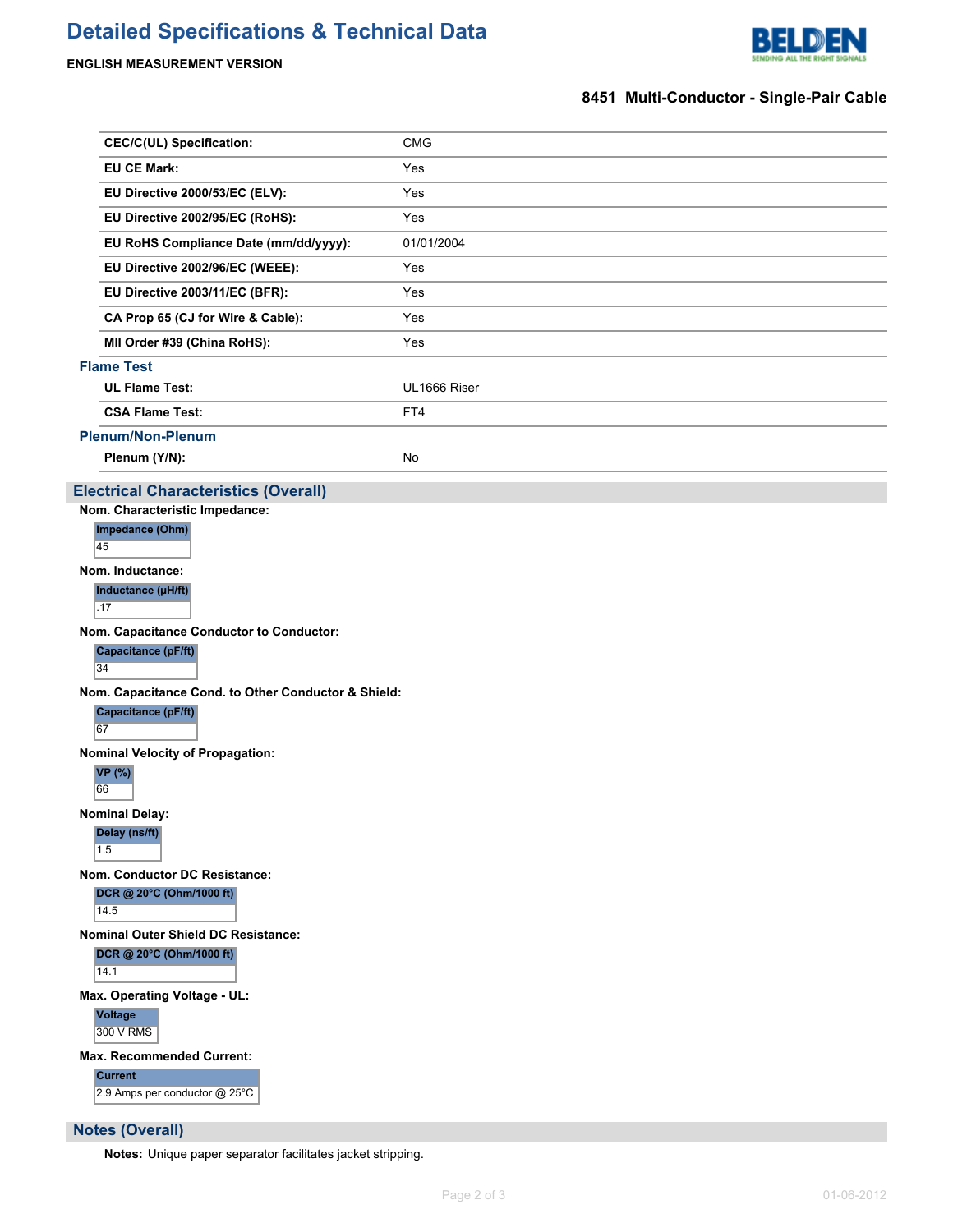| | |
|---|---|
| **CEC/C(UL) Specification:** | CMG |
| **EU CE Mark:** | Yes |
| **EU Directive 2000/53/EC (ELV):** | Yes |
| **EU Directive 2002/95/EC (RoHS):** | Yes |
| **EU RoHS Compliance Date (mm/dd/yyyy):** | 01/01/2004 |
| **EU Directive 2002/96/EC (WEEE):** | Yes |
| **EU Directive 2003/11/EC (BFR):** | Yes |
| **CA Prop 65 (CJ for Wire & Cable):** | Yes |
| **MII Order #39 (China RoHS):** | Yes |

### Flame Test

| | |
|---|---|
| **UL Flame Test:** | UL1666 Riser |
| **CSA Flame Test:** | FT4 |

### Plenum/Non-Plenum

| | |
|---|---|
| **Plenum (Y/N):** | No |

## Electrical Characteristics (Overall)

**Nom. Characteristic Impedance:**

| Impedance (Ohm) |
|---|
| 45 |

**Nom. Inductance:**

| Inductance (µH/ft) |
|---|
| .17 |

**Nom. Capacitance Conductor to Conductor:**

| Capacitance (pF/ft) |
|---|
| 34 |

**Nom. Capacitance Cond. to Other Conductor & Shield:**

| Capacitance (pF/ft) |
|---|
| 67 |

**Nominal Velocity of Propagation:**

| VP (%) |
|---|
| 66 |

**Nominal Delay:**

| Delay (ns/ft) |
|---|
| 1.5 |

**Nom. Conductor DC Resistance:**

| DCR @ 20°C (Ohm/1000 ft) |
|---|
| 14.5 |

**Nominal Outer Shield DC Resistance:**

| DCR @ 20°C (Ohm/1000 ft) |
|---|
| 14.1 |

**Max. Operating Voltage - UL:**

| Voltage |
|---|
| 300 V RMS |

**Max. Recommended Current:**

| Current |
|---|
| 2.9 Amps per conductor @ 25°C |

## Notes (Overall)

**Notes:** Unique paper separator facilitates jacket stripping.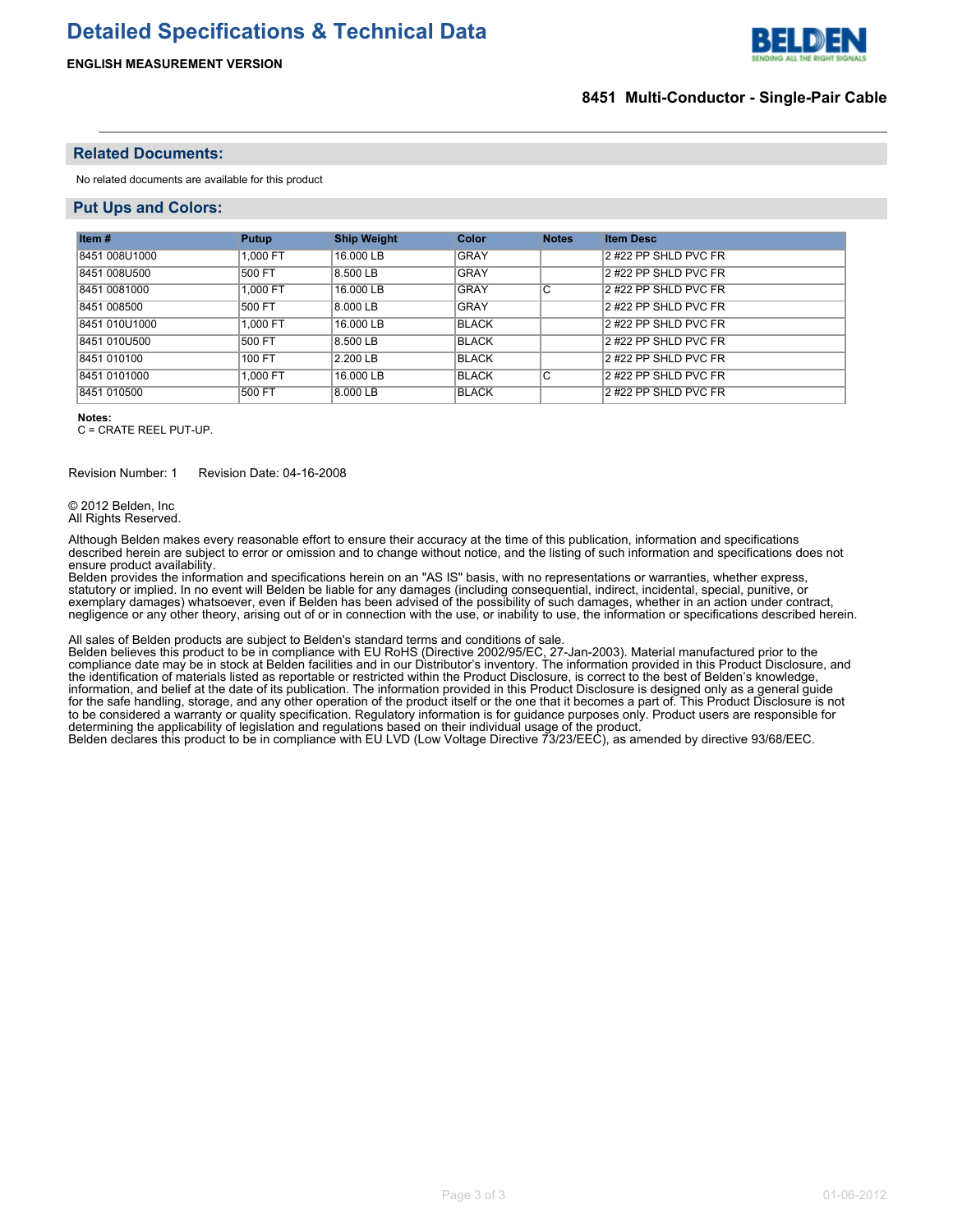# Detailed Specifications & Technical Data

**ENGLISH MEASUREMENT VERSION**

**8451 Multi-Conductor - Single-Pair Cable**

## Related Documents:

No related documents are available for this product

## Put Ups and Colors:

| Item # | Putup | Ship Weight | Color | Notes | Item Desc |
|---|---|---|---|---|---|
| 8451 008U1000 | 1,000 FT | 16.000 LB | GRAY | | 2 #22 PP SHLD PVC FR |
| 8451 008U500 | 500 FT | 8.500 LB | GRAY | | 2 #22 PP SHLD PVC FR |
| 8451 0081000 | 1,000 FT | 16.000 LB | GRAY | C | 2 #22 PP SHLD PVC FR |
| 8451 008500 | 500 FT | 8.000 LB | GRAY | | 2 #22 PP SHLD PVC FR |
| 8451 010U1000 | 1,000 FT | 16.000 LB | BLACK | | 2 #22 PP SHLD PVC FR |
| 8451 010U500 | 500 FT | 8.500 LB | BLACK | | 2 #22 PP SHLD PVC FR |
| 8451 010100 | 100 FT | 2.200 LB | BLACK | | 2 #22 PP SHLD PVC FR |
| 8451 0101000 | 1,000 FT | 16.000 LB | BLACK | C | 2 #22 PP SHLD PVC FR |
| 8451 010500 | 500 FT | 8.000 LB | BLACK | | 2 #22 PP SHLD PVC FR |

**Notes:**
C = CRATE REEL PUT-UP.

Revision Number: 1 Revision Date: 04-16-2008

© 2012 Belden, Inc
All Rights Reserved.

Although Belden makes every reasonable effort to ensure their accuracy at the time of this publication, information and specifications described herein are subject to error or omission and to change without notice, and the listing of such information and specifications does not ensure product availability.
Belden provides the information and specifications herein on an "AS IS" basis, with no representations or warranties, whether express, statutory or implied. In no event will Belden be liable for any damages (including consequential, indirect, incidental, special, punitive, or exemplary damages) whatsoever, even if Belden has been advised of the possibility of such damages, whether in an action under contract, negligence or any other theory, arising out of or in connection with the use, or inability to use, the information or specifications described herein.

All sales of Belden products are subject to Belden's standard terms and conditions of sale.
Belden believes this product to be in compliance with EU RoHS (Directive 2002/95/EC, 27-Jan-2003). Material manufactured prior to the compliance date may be in stock at Belden facilities and in our Distributor's inventory. The information provided in this Product Disclosure, and the identification of materials listed as reportable or restricted within the Product Disclosure, is correct to the best of Belden's knowledge, information, and belief at the date of its publication. The information provided in this Product Disclosure is designed only as a general guide for the safe handling, storage, and any other operation of the product itself or the one that it becomes a part of. This Product Disclosure is not to be considered a warranty or quality specification. Regulatory information is for guidance purposes only. Product users are responsible for determining the applicability of legislation and regulations based on their individual usage of the product.
Belden declares this product to be in compliance with EU LVD (Low Voltage Directive 73/23/EEC), as amended by directive 93/68/EEC.